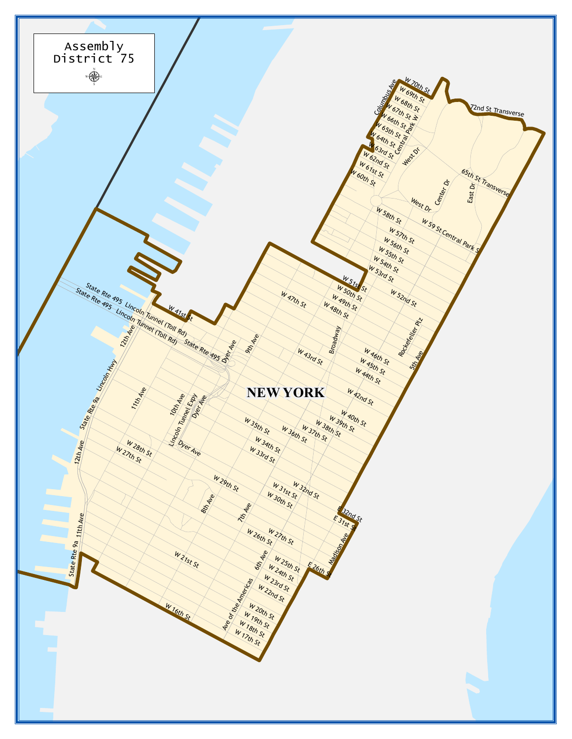# Assembly District 75

NEW YORK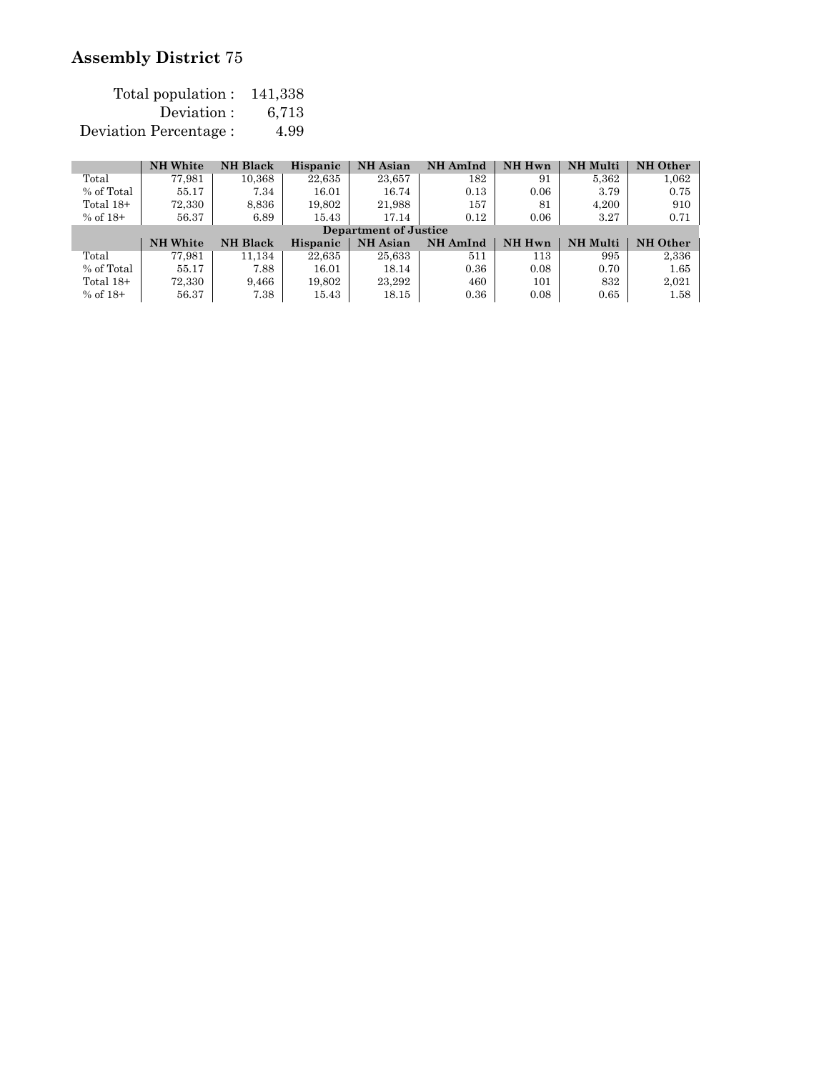## Assembly District 75

Total population : 141,338
Deviation : 6,713
Deviation Percentage : 4.99

| | NH White | NH Black | Hispanic | NH Asian | NH AmInd | NH Hwn | NH Multi | NH Other |
|---|---|---|---|---|---|---|---|---|
| Total | 77,981 | 10,368 | 22,635 | 23,657 | 182 | 91 | 5,362 | 1,062 |
| % of Total | 55.17 | 7.34 | 16.01 | 16.74 | 0.13 | 0.06 | 3.79 | 0.75 |
| Total 18+ | 72,330 | 8,836 | 19,802 | 21,988 | 157 | 81 | 4,200 | 910 |
| % of 18+ | 56.37 | 6.89 | 15.43 | 17.14 | 0.12 | 0.06 | 3.27 | 0.71 |
| **Department of Justice** | | | | | | | | |
| | **NH White** | **NH Black** | **Hispanic** | **NH Asian** | **NH AmInd** | **NH Hwn** | **NH Multi** | **NH Other** |
| Total | 77,981 | 11,134 | 22,635 | 25,633 | 511 | 113 | 995 | 2,336 |
| % of Total | 55.17 | 7.88 | 16.01 | 18.14 | 0.36 | 0.08 | 0.70 | 1.65 |
| Total 18+ | 72,330 | 9,466 | 19,802 | 23,292 | 460 | 101 | 832 | 2,021 |
| % of 18+ | 56.37 | 7.38 | 15.43 | 18.15 | 0.36 | 0.08 | 0.65 | 1.58 |